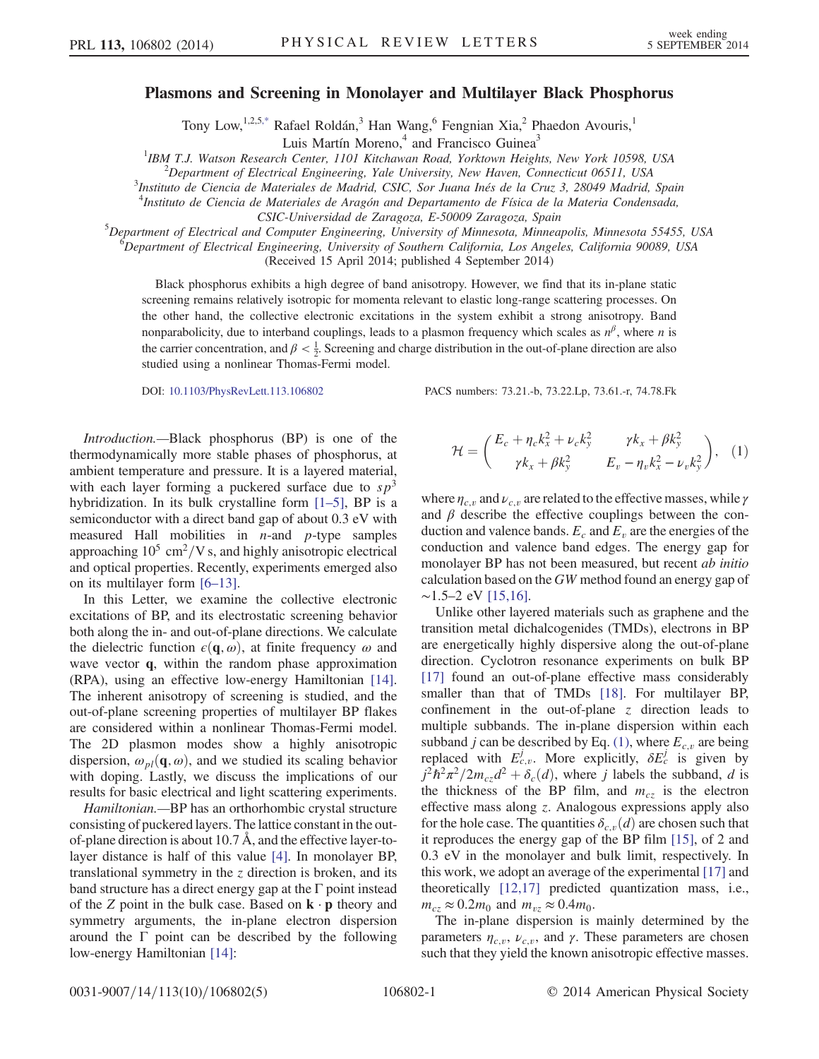# Plasmons and Screening in Monolayer and Multilayer Black Phosphorus

Tony Low,[1,2,5,*] Rafael Roldán,[3] Han Wang,[6] Fengnian Xia,[2] Phaedon Avouris,[1] Luis Martín Moreno,[4] and Francisco Guinea[3]

[1]IBM T.J. Watson Research Center, 1101 Kitchawan Road, Yorktown Heights, New York 10598, USA
[2]Department of Electrical Engineering, Yale University, New Haven, Connecticut 06511, USA
[3]Instituto de Ciencia de Materiales de Madrid, CSIC, Sor Juana Inés de la Cruz 3, 28049 Madrid, Spain
[4]Instituto de Ciencia de Materiales de Aragón and Departamento de Física de la Materia Condensada, CSIC-Universidad de Zaragoza, E-50009 Zaragoza, Spain
[5]Department of Electrical and Computer Engineering, University of Minnesota, Minneapolis, Minnesota 55455, USA
[6]Department of Electrical Engineering, University of Southern California, Los Angeles, California 90089, USA

(Received 15 April 2014; published 4 September 2014)

Black phosphorus exhibits a high degree of band anisotropy. However, we find that its in-plane static screening remains relatively isotropic for momenta relevant to elastic long-range scattering processes. On the other hand, the collective electronic excitations in the system exhibit a strong anisotropy. Band nonparabolicity, due to interband couplings, leads to a plasmon frequency which scales as $n^{\beta}$, where $n$ is the carrier concentration, and $\beta < \frac{1}{2}$. Screening and charge distribution in the out-of-plane direction are also studied using a nonlinear Thomas-Fermi model.

DOI: 10.1103/PhysRevLett.113.106802    PACS numbers: 73.21.-b, 73.22.Lp, 73.61.-r, 74.78.Fk

*Introduction.*—Black phosphorus (BP) is one of the thermodynamically more stable phases of phosphorus, at ambient temperature and pressure. It is a layered material, with each layer forming a puckered surface due to $sp^3$ hybridization. In its bulk crystalline form [1–5], BP is a semiconductor with a direct band gap of about 0.3 eV with measured Hall mobilities in $n$-and $p$-type samples approaching $10^5$ cm$^2$/V s, and highly anisotropic electrical and optical properties. Recently, experiments emerged also on its multilayer form [6–13].

In this Letter, we examine the collective electronic excitations of BP, and its electrostatic screening behavior both along the in- and out-of-plane directions. We calculate the dielectric function $\epsilon(\mathbf{q}, \omega)$, at finite frequency $\omega$ and wave vector $\mathbf{q}$, within the random phase approximation (RPA), using an effective low-energy Hamiltonian [14]. The inherent anisotropy of screening is studied, and the out-of-plane screening properties of multilayer BP flakes are considered within a nonlinear Thomas-Fermi model. The 2D plasmon modes show a highly anisotropic dispersion, $\omega_{pl}(\mathbf{q}, \omega)$, and we studied its scaling behavior with doping. Lastly, we discuss the implications of our results for basic electrical and light scattering experiments.

*Hamiltonian.*—BP has an orthorhombic crystal structure consisting of puckered layers. The lattice constant in the out-of-plane direction is about 10.7 Å, and the effective layer-to-layer distance is half of this value [4]. In monolayer BP, translational symmetry in the $z$ direction is broken, and its band structure has a direct energy gap at the $\Gamma$ point instead of the $Z$ point in the bulk case. Based on $\mathbf{k} \cdot \mathbf{p}$ theory and symmetry arguments, the in-plane electron dispersion around the $\Gamma$ point can be described by the following low-energy Hamiltonian [14]:

$$\mathcal{H} = \begin{pmatrix} E_c + \eta_c k_x^2 + \nu_c k_y^2 & \gamma k_x + \beta k_y^2 \\ \gamma k_x + \beta k_y^2 & E_v - \eta_v k_x^2 - \nu_v k_y^2 \end{pmatrix}, \quad (1)$$

where $\eta_{c,v}$ and $\nu_{c,v}$ are related to the effective masses, while $\gamma$ and $\beta$ describe the effective couplings between the conduction and valence bands. $E_c$ and $E_v$ are the energies of the conduction and valence band edges. The energy gap for monolayer BP has not been measured, but recent *ab initio* calculation based on the $GW$ method found an energy gap of $\sim$1.5–2 eV [15,16].

Unlike other layered materials such as graphene and the transition metal dichalcogenides (TMDs), electrons in BP are energetically highly dispersive along the out-of-plane direction. Cyclotron resonance experiments on bulk BP [17] found an out-of-plane effective mass considerably smaller than that of TMDs [18]. For multilayer BP, confinement in the out-of-plane $z$ direction leads to multiple subbands. The in-plane dispersion within each subband $j$ can be described by Eq. (1), where $E_{c,v}$ are being replaced with $E_{c,v}^j$. More explicitly, $\delta E_c^j$ is given by $j^2\hbar^2\pi^2/2m_{cz}d^2 + \delta_c(d)$, where $j$ labels the subband, $d$ is the thickness of the BP film, and $m_{cz}$ is the electron effective mass along $z$. Analogous expressions apply also for the hole case. The quantities $\delta_{c,v}(d)$ are chosen such that it reproduces the energy gap of the BP film [15], of 2 and 0.3 eV in the monolayer and bulk limit, respectively. In this work, we adopt an average of the experimental [17] and theoretically [12,17] predicted quantization mass, i.e., $m_{cz} \approx 0.2m_0$ and $m_{vz} \approx 0.4m_0$.

The in-plane dispersion is mainly determined by the parameters $\eta_{c,v}$, $\nu_{c,v}$, and $\gamma$. These parameters are chosen such that they yield the known anisotropic effective masses.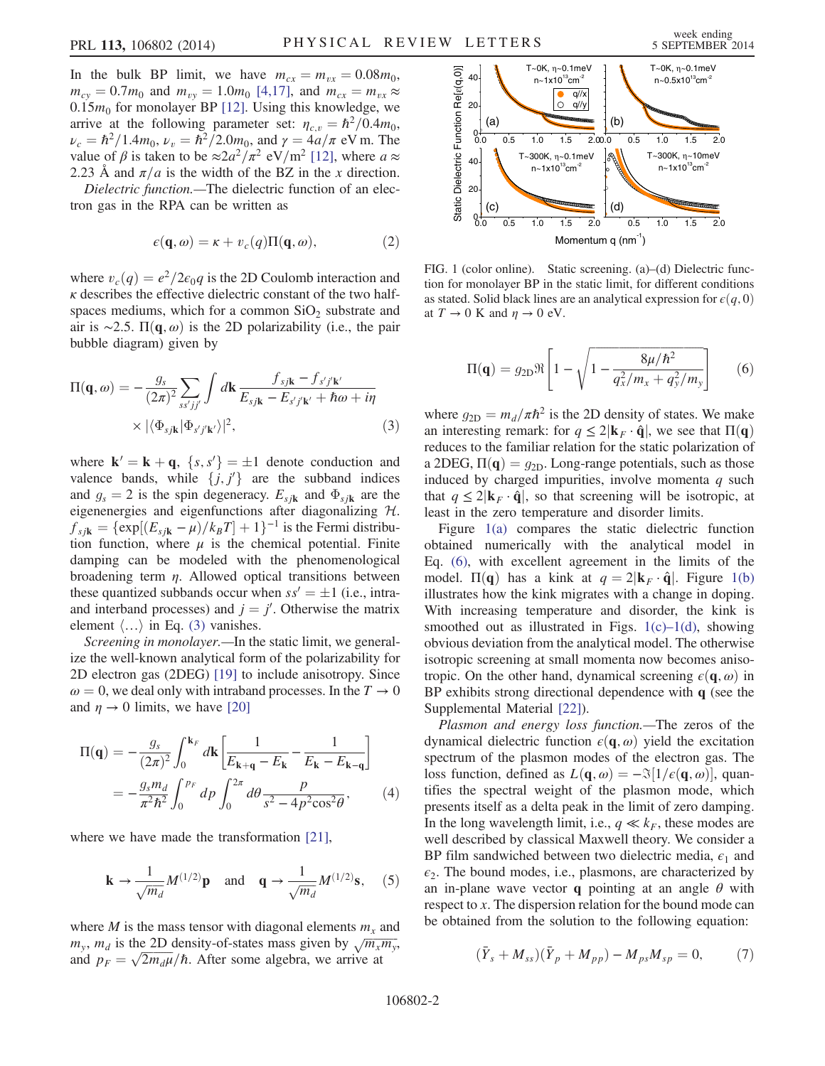In the bulk BP limit, we have $m_{cx} = m_{vx} = 0.08m_0$, $m_{cy} = 0.7m_0$ and $m_{vy} = 1.0m_0$ [4,17], and $m_{cx} = m_{vx} \approx 0.15m_0$ for monolayer BP [12]. Using this knowledge, we arrive at the following parameter set: $\eta_{c,v} = \hbar^2/0.4m_0$, $\nu_c = \hbar^2/1.4m_0$, $\nu_v = \hbar^2/2.0m_0$, and $\gamma = 4a/\pi$ eV m. The value of $\beta$ is taken to be $\approx 2a^2/\pi^2$ eV/m$^2$ [12], where $a \approx 2.23$ Å and $\pi/a$ is the width of the BZ in the $x$ direction.

*Dielectric function.*—The dielectric function of an electron gas in the RPA can be written as

$$\epsilon(\mathbf{q},\omega) = \kappa + v_c(q)\Pi(\mathbf{q},\omega), \tag{2}$$

where $v_c(q) = e^2/2\epsilon_0 q$ is the 2D Coulomb interaction and $\kappa$ describes the effective dielectric constant of the two half-spaces mediums, which for a common $SiO_2$ substrate and air is $\sim 2.5$. $\Pi(\mathbf{q},\omega)$ is the 2D polarizability (i.e., the pair bubble diagram) given by

$$\Pi(\mathbf{q},\omega) = -\frac{g_s}{(2\pi)^2}\sum_{ss'jj'}\int d\mathbf{k}\,\frac{f_{sj\mathbf{k}} - f_{s'j'\mathbf{k}'}}{E_{sj\mathbf{k}} - E_{s'j'\mathbf{k}'} + \hbar\omega + i\eta} \times |\langle\Phi_{sj\mathbf{k}}|\Phi_{s'j'\mathbf{k}'}\rangle|^2, \tag{3}$$

where $\mathbf{k}' = \mathbf{k} + \mathbf{q}$, $\{s, s'\} = \pm 1$ denote conduction and valence bands, while $\{j, j'\}$ are the subband indices and $g_s = 2$ is the spin degeneracy. $E_{sj\mathbf{k}}$ and $\Phi_{sj\mathbf{k}}$ are the eigenenergies and eigenfunctions after diagonalizing $\mathcal{H}$. $f_{sj\mathbf{k}} = \{\exp[(E_{sj\mathbf{k}} - \mu)/k_BT] + 1\}^{-1}$ is the Fermi distribution function, where $\mu$ is the chemical potential. Finite damping can be modeled with the phenomenological broadening term $\eta$. Allowed optical transitions between these quantized subbands occur when $ss' = \pm 1$ (i.e., intra- and interband processes) and $j = j'$. Otherwise the matrix element $\langle \ldots \rangle$ in Eq. (3) vanishes.

*Screening in monolayer.*—In the static limit, we generalize the well-known analytical form of the polarizability for 2D electron gas (2DEG) [19] to include anisotropy. Since $\omega = 0$, we deal only with intraband processes. In the $T \to 0$ and $\eta \to 0$ limits, we have [20]

$$\Pi(\mathbf{q}) = -\frac{g_s}{(2\pi)^2}\int_0^{\mathbf{k}_F} d\mathbf{k}\left[\frac{1}{E_{\mathbf{k}+\mathbf{q}} - E_{\mathbf{k}}} - \frac{1}{E_{\mathbf{k}} - E_{\mathbf{k}-\mathbf{q}}}\right] = -\frac{g_s m_d}{\pi^2\hbar^2}\int_0^{p_F} dp\int_0^{2\pi} d\theta\,\frac{p}{s^2 - 4p^2\cos^2\theta}, \tag{4}$$

where we have made the transformation [21],

$$\mathbf{k} \to \frac{1}{\sqrt{m_d}}M^{(1/2)}\mathbf{p} \quad \text{and} \quad \mathbf{q} \to \frac{1}{\sqrt{m_d}}M^{(1/2)}\mathbf{s}, \tag{5}$$

where $M$ is the mass tensor with diagonal elements $m_x$ and $m_y$, $m_d$ is the 2D density-of-states mass given by $\sqrt{m_x m_y}$, and $p_F = \sqrt{2m_d\mu}/\hbar$. After some algebra, we arrive at

FIG. 1 (color online). Static screening. (a)–(d) Dielectric function for monolayer BP in the static limit, for different conditions as stated. Solid black lines are an analytical expression for $\epsilon(q, 0)$ at $T \to 0$ K and $\eta \to 0$ eV.

$$\Pi(\mathbf{q}) = g_{2D}\Re\left[1 - \sqrt{1 - \frac{8\mu/\hbar^2}{q_x^2/m_x + q_y^2/m_y}}\right] \tag{6}$$

where $g_{2D} = m_d/\pi\hbar^2$ is the 2D density of states. We make an interesting remark: for $q \leq 2|\mathbf{k}_F \cdot \hat{\mathbf{q}}|$, we see that $\Pi(\mathbf{q})$ reduces to the familiar relation for the static polarization of a 2DEG, $\Pi(\mathbf{q}) = g_{2D}$. Long-range potentials, such as those induced by charged impurities, involve momenta $q$ such that $q \leq 2|\mathbf{k}_F \cdot \hat{\mathbf{q}}|$, so that screening will be isotropic, at least in the zero temperature and disorder limits.

Figure 1(a) compares the static dielectric function obtained numerically with the analytical model in Eq. (6), with excellent agreement in the limits of the model. $\Pi(\mathbf{q})$ has a kink at $q = 2|\mathbf{k}_F \cdot \hat{\mathbf{q}}|$. Figure 1(b) illustrates how the kink migrates with a change in doping. With increasing temperature and disorder, the kink is smoothed out as illustrated in Figs. 1(c)–1(d), showing obvious deviation from the analytical model. The otherwise isotropic screening at small momenta now becomes anisotropic. On the other hand, dynamical screening $\epsilon(\mathbf{q},\omega)$ in BP exhibits strong directional dependence with $\mathbf{q}$ (see the Supplemental Material [22]).

*Plasmon and energy loss function.*—The zeros of the dynamical dielectric function $\epsilon(\mathbf{q},\omega)$ yield the excitation spectrum of the plasmon modes of the electron gas. The loss function, defined as $L(\mathbf{q},\omega) = -\Im[1/\epsilon(\mathbf{q},\omega)]$, quantifies the spectral weight of the plasmon mode, which presents itself as a delta peak in the limit of zero damping. In the long wavelength limit, i.e., $q \ll k_F$, these modes are well described by classical Maxwell theory. We consider a BP film sandwiched between two dielectric media, $\epsilon_1$ and $\epsilon_2$. The bound modes, i.e., plasmons, are characterized by an in-plane wave vector $\mathbf{q}$ pointing at an angle $\theta$ with respect to $x$. The dispersion relation for the bound mode can be obtained from the solution to the following equation:

$$(\bar{Y}_s + M_{ss})(\bar{Y}_p + M_{pp}) - M_{ps}M_{sp} = 0, \tag{7}$$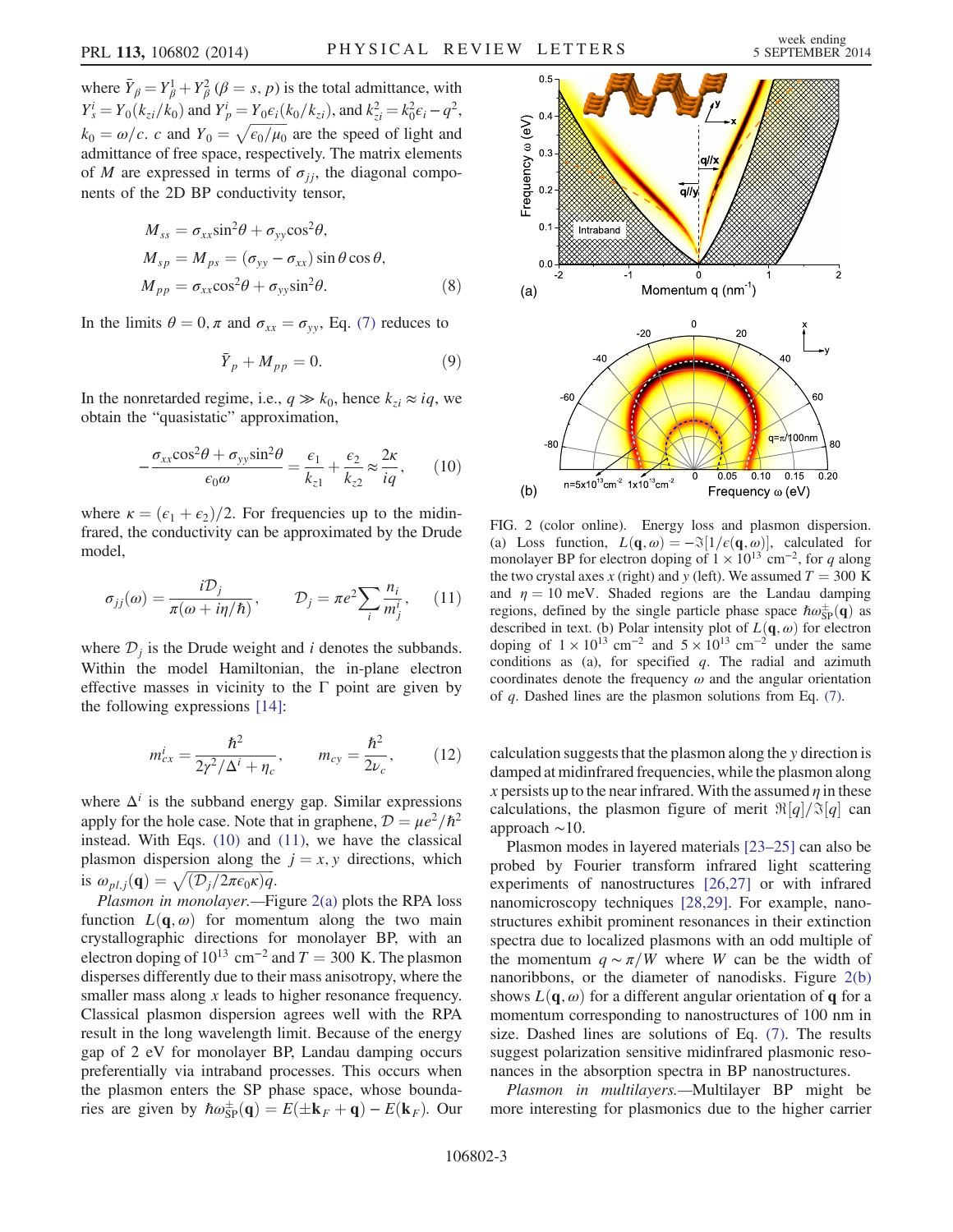where $\bar{Y}_\beta = Y^1_\beta + Y^2_\beta$ ($\beta = s, p$) is the total admittance, with $Y^i_s = Y_0(k_{zi}/k_0)$ and $Y^i_p = Y_0\epsilon_i(k_0/k_{zi})$, and $k^2_{zi} = k^2_0\epsilon_i - q^2$, $k_0 = \omega/c$. $c$ and $Y_0 = \sqrt{\epsilon_0/\mu_0}$ are the speed of light and admittance of free space, respectively. The matrix elements of $M$ are expressed in terms of $\sigma_{jj}$, the diagonal components of the 2D BP conductivity tensor,

$$
\begin{aligned}
M_{ss} &= \sigma_{xx}\sin^2\theta + \sigma_{yy}\cos^2\theta,\\
M_{sp} &= M_{ps} = (\sigma_{yy} - \sigma_{xx})\sin\theta\cos\theta,\\
M_{pp} &= \sigma_{xx}\cos^2\theta + \sigma_{yy}\sin^2\theta.
\end{aligned}
\tag{8}
$$

In the limits $\theta = 0, \pi$ and $\sigma_{xx} = \sigma_{yy}$, Eq. (7) reduces to

$$\bar{Y}_p + M_{pp} = 0. \tag{9}$$

In the nonretarded regime, i.e., $q \gg k_0$, hence $k_{zi} \approx iq$, we obtain the "quasistatic" approximation,

$$-\frac{\sigma_{xx}\cos^2\theta + \sigma_{yy}\sin^2\theta}{\epsilon_0\omega} = \frac{\epsilon_1}{k_{z1}} + \frac{\epsilon_2}{k_{z2}} \approx \frac{2\kappa}{iq}, \tag{10}$$

where $\kappa = (\epsilon_1 + \epsilon_2)/2$. For frequencies up to the midinfrared, the conductivity can be approximated by the Drude model,

$$\sigma_{jj}(\omega) = \frac{i\mathcal{D}_j}{\pi(\omega + i\eta/\hbar)}, \qquad \mathcal{D}_j = \pi e^2 \sum_i \frac{n_i}{m^i_j}, \tag{11}$$

where $\mathcal{D}_j$ is the Drude weight and $i$ denotes the subbands. Within the model Hamiltonian, the in-plane electron effective masses in vicinity to the $\Gamma$ point are given by the following expressions [14]:

$$m^i_{cx} = \frac{\hbar^2}{2\gamma^2/\Delta^i + \eta_c}, \qquad m_{cy} = \frac{\hbar^2}{2\nu_c}, \tag{12}$$

where $\Delta^i$ is the subband energy gap. Similar expressions apply for the hole case. Note that in graphene, $\mathcal{D} = \mu e^2/\hbar^2$ instead. With Eqs. (10) and (11), we have the classical plasmon dispersion along the $j = x, y$ directions, which is $\omega_{pl,j}(\mathbf{q}) = \sqrt{(\mathcal{D}_j/2\pi\epsilon_0\kappa)q}$.

*Plasmon in monolayer.*—Figure 2(a) plots the RPA loss function $L(\mathbf{q}, \omega)$ for momentum along the two main crystallographic directions for monolayer BP, with an electron doping of $10^{13}$ cm$^{-2}$ and $T = 300$ K. The plasmon disperses differently due to their mass anisotropy, where the smaller mass along $x$ leads to higher resonance frequency. Classical plasmon dispersion agrees well with the RPA result in the long wavelength limit. Because of the energy gap of 2 eV for monolayer BP, Landau damping occurs preferentially via intraband processes. This occurs when the plasmon enters the SP phase space, whose boundaries are given by $\hbar\omega^{\pm}_{\rm SP}(\mathbf{q}) = E(\pm\mathbf{k}_F + \mathbf{q}) - E(\mathbf{k}_F)$. Our calculation suggests that the plasmon along the $y$ direction is damped at midinfrared frequencies, while the plasmon along $x$ persists up to the near infrared. With the assumed $\eta$ in these calculations, the plasmon figure of merit $\Re[q]/\Im[q]$ can approach ~10.

FIG. 2 (color online). Energy loss and plasmon dispersion. (a) Loss function, $L(\mathbf{q}, \omega) = -\Im[1/\epsilon(\mathbf{q}, \omega)]$, calculated for monolayer BP for electron doping of $1 \times 10^{13}$ cm$^{-2}$, for $q$ along the two crystal axes $x$ (right) and $y$ (left). We assumed $T = 300$ K and $\eta = 10$ meV. Shaded regions are the Landau damping regions, defined by the single particle phase space $\hbar\omega^{\pm}_{\rm SP}(\mathbf{q})$ as described in text. (b) Polar intensity plot of $L(\mathbf{q}, \omega)$ for electron doping of $1 \times 10^{13}$ cm$^{-2}$ and $5 \times 10^{13}$ cm$^{-2}$ under the same conditions as (a), for specified $q$. The radial and azimuth coordinates denote the frequency $\omega$ and the angular orientation of $q$. Dashed lines are the plasmon solutions from Eq. (7).

Plasmon modes in layered materials [23–25] can also be probed by Fourier transform infrared light scattering experiments of nanostructures [26,27] or with infrared nanomicroscopy techniques [28,29]. For example, nanostructures exhibit prominent resonances in their extinction spectra due to localized plasmons with an odd multiple of the momentum $q \sim \pi/W$ where $W$ can be the width of nanoribbons, or the diameter of nanodisks. Figure 2(b) shows $L(\mathbf{q}, \omega)$ for a different angular orientation of $\mathbf{q}$ for a momentum corresponding to nanostructures of 100 nm in size. Dashed lines are solutions of Eq. (7). The results suggest polarization sensitive midinfrared plasmonic resonances in the absorption spectra in BP nanostructures.

*Plasmon in multilayers.*—Multilayer BP might be more interesting for plasmonics due to the higher carrier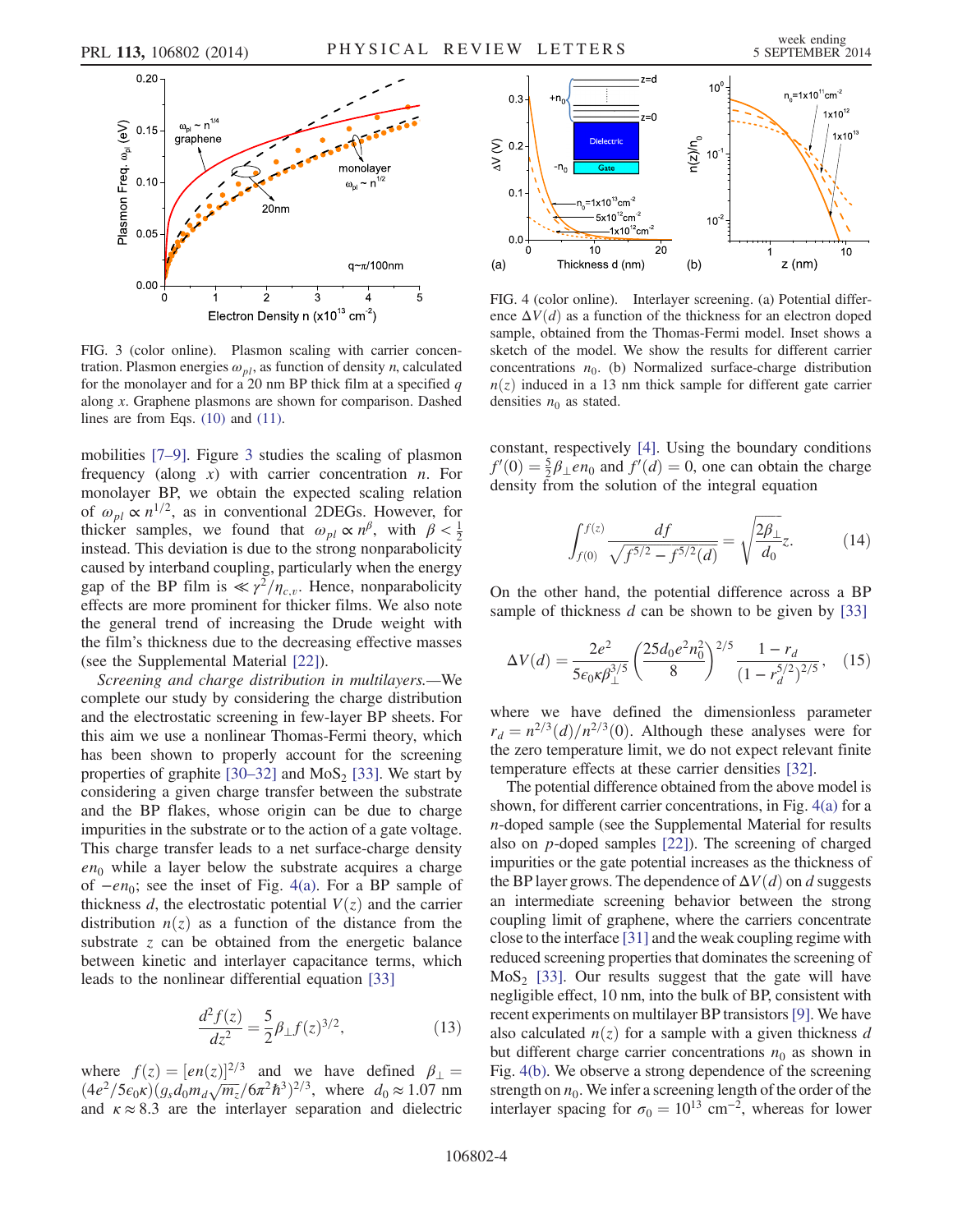FIG. 3 (color online). Plasmon scaling with carrier concentration. Plasmon energies $\omega_{pl}$, as function of density $n$, calculated for the monolayer and for a 20 nm BP thick film at a specified $q$ along $x$. Graphene plasmons are shown for comparison. Dashed lines are from Eqs. (10) and (11).

FIG. 4 (color online). Interlayer screening. (a) Potential difference $\Delta V(d)$ as a function of the thickness for an electron doped sample, obtained from the Thomas-Fermi model. Inset shows a sketch of the model. We show the results for different carrier concentrations $n_0$. (b) Normalized surface-charge distribution $n(z)$ induced in a 13 nm thick sample for different gate carrier densities $n_0$ as stated.

mobilities [7–9]. Figure 3 studies the scaling of plasmon frequency (along $x$) with carrier concentration $n$. For monolayer BP, we obtain the expected scaling relation of $\omega_{pl} \propto n^{1/2}$, as in conventional 2DEGs. However, for thicker samples, we found that $\omega_{pl} \propto n^{\beta}$, with $\beta < \frac{1}{2}$ instead. This deviation is due to the strong nonparabolicity caused by interband coupling, particularly when the energy gap of the BP film is $\ll \gamma^2/\eta_{c,v}$. Hence, nonparabolicity effects are more prominent for thicker films. We also note the general trend of increasing the Drude weight with the film's thickness due to the decreasing effective masses (see the Supplemental Material [22]).

*Screening and charge distribution in multilayers.*—We complete our study by considering the charge distribution and the electrostatic screening in few-layer BP sheets. For this aim we use a nonlinear Thomas-Fermi theory, which has been shown to properly account for the screening properties of graphite [30–32] and $MoS_2$ [33]. We start by considering a given charge transfer between the substrate and the BP flakes, whose origin can be due to charge impurities in the substrate or to the action of a gate voltage. This charge transfer leads to a net surface-charge density $en_0$ while a layer below the substrate acquires a charge of $-en_0$; see the inset of Fig. 4(a). For a BP sample of thickness $d$, the electrostatic potential $V(z)$ and the carrier distribution $n(z)$ as a function of the distance from the substrate $z$ can be obtained from the energetic balance between kinetic and interlayer capacitance terms, which leads to the nonlinear differential equation [33]

$$\frac{d^2 f(z)}{dz^2} = \frac{5}{2}\beta_{\perp} f(z)^{3/2}, \tag{13}$$

where $f(z) = [en(z)]^{2/3}$ and we have defined $\beta_{\perp} = (4e^2/5\epsilon_0\kappa)(g_s d_0 m_d \sqrt{m_z}/6\pi^2\hbar^3)^{2/3}$, where $d_0 \approx 1.07$ nm and $\kappa \approx 8.3$ are the interlayer separation and dielectric constant, respectively [4]. Using the boundary conditions $f'(0) = \frac{5}{2}\beta_{\perp} en_0$ and $f'(d) = 0$, one can obtain the charge density from the solution of the integral equation

$$\int_{f(0)}^{f(z)} \frac{df}{\sqrt{f^{5/2} - f^{5/2}(d)}} = \sqrt{\frac{2\beta_{\perp}}{d_0}} z. \tag{14}$$

On the other hand, the potential difference across a BP sample of thickness $d$ can be shown to be given by [33]

$$\Delta V(d) = \frac{2e^2}{5\epsilon_0 \kappa \beta_{\perp}^{3/5}} \left(\frac{25 d_0 e^2 n_0^2}{8}\right)^{2/5} \frac{1 - r_d}{(1 - r_d^{5/2})^{2/5}}, \tag{15}$$

where we have defined the dimensionless parameter $r_d = n^{2/3}(d)/n^{2/3}(0)$. Although these analyses were for the zero temperature limit, we do not expect relevant finite temperature effects at these carrier densities [32].

The potential difference obtained from the above model is shown, for different carrier concentrations, in Fig. 4(a) for a $n$-doped sample (see the Supplemental Material for results also on $p$-doped samples [22]). The screening of charged impurities or the gate potential increases as the thickness of the BP layer grows. The dependence of $\Delta V(d)$ on $d$ suggests an intermediate screening behavior between the strong coupling limit of graphene, where the carriers concentrate close to the interface [31] and the weak coupling regime with reduced screening properties that dominates the screening of $MoS_2$ [33]. Our results suggest that the gate will have negligible effect, 10 nm, into the bulk of BP, consistent with recent experiments on multilayer BP transistors [9]. We have also calculated $n(z)$ for a sample with a given thickness $d$ but different charge carrier concentrations $n_0$ as shown in Fig. 4(b). We observe a strong dependence of the screening strength on $n_0$. We infer a screening length of the order of the interlayer spacing for $\sigma_0 = 10^{13}$ $cm^{-2}$, whereas for lower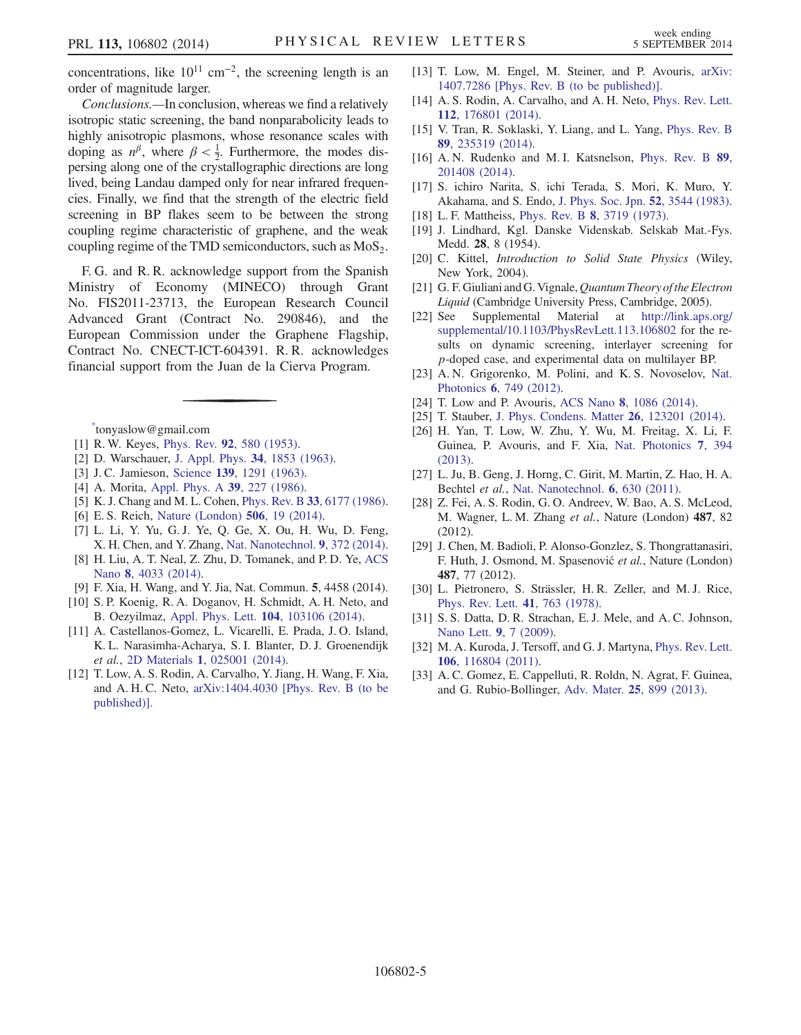concentrations, like $10^{11}$ cm$^{-2}$, the screening length is an order of magnitude larger.

*Conclusions.*—In conclusion, whereas we find a relatively isotropic static screening, the band nonparabolicity leads to highly anisotropic plasmons, whose resonance scales with doping as $n^{\beta}$, where $\beta < \frac{1}{2}$. Furthermore, the modes dispersing along one of the crystallographic directions are long lived, being Landau damped only for near infrared frequencies. Finally, we find that the strength of the electric field screening in BP flakes seem to be between the strong coupling regime characteristic of graphene, and the weak coupling regime of the TMD semiconductors, such as $MoS_2$.

F. G. and R. R. acknowledge support from the Spanish Ministry of Economy (MINECO) through Grant No. FIS2011-23713, the European Research Council Advanced Grant (Contract No. 290846), and the European Commission under the Graphene Flagship, Contract No. CNECT-ICT-604391. R. R. acknowledges financial support from the Juan de la Cierva Program.

---

*tonyaslow@gmail.com

[1] R. W. Keyes, Phys. Rev. **92**, 580 (1953).
[2] D. Warschauer, J. Appl. Phys. **34**, 1853 (1963).
[3] J. C. Jamieson, Science **139**, 1291 (1963).
[4] A. Morita, Appl. Phys. A **39**, 227 (1986).
[5] K. J. Chang and M. L. Cohen, Phys. Rev. B **33**, 6177 (1986).
[6] E. S. Reich, Nature (London) **506**, 19 (2014).
[7] L. Li, Y. Yu, G. J. Ye, Q. Ge, X. Ou, H. Wu, D. Feng, X. H. Chen, and Y. Zhang, Nat. Nanotechnol. **9**, 372 (2014).
[8] H. Liu, A. T. Neal, Z. Zhu, D. Tomanek, and P. D. Ye, ACS Nano **8**, 4033 (2014).
[9] F. Xia, H. Wang, and Y. Jia, Nat. Commun. **5**, 4458 (2014).
[10] S. P. Koenig, R. A. Doganov, H. Schmidt, A. H. Neto, and B. Oezyilmaz, Appl. Phys. Lett. **104**, 103106 (2014).
[11] A. Castellanos-Gomez, L. Vicarelli, E. Prada, J. O. Island, K. L. Narasimha-Acharya, S. I. Blanter, D. J. Groenendijk *et al.*, 2D Materials **1**, 025001 (2014).
[12] T. Low, A. S. Rodin, A. Carvalho, Y. Jiang, H. Wang, F. Xia, and A. H. C. Neto, arXiv:1404.4030 [Phys. Rev. B (to be published)].
[13] T. Low, M. Engel, M. Steiner, and P. Avouris, arXiv:1407.7286 [Phys. Rev. B (to be published)].
[14] A. S. Rodin, A. Carvalho, and A. H. Neto, Phys. Rev. Lett. **112**, 176801 (2014).
[15] V. Tran, R. Soklaski, Y. Liang, and L. Yang, Phys. Rev. B **89**, 235319 (2014).
[16] A. N. Rudenko and M. I. Katsnelson, Phys. Rev. B **89**, 201408 (2014).
[17] S. ichiro Narita, S. ichi Terada, S. Mori, K. Muro, Y. Akahama, and S. Endo, J. Phys. Soc. Jpn. **52**, 3544 (1983).
[18] L. F. Mattheiss, Phys. Rev. B **8**, 3719 (1973).
[19] J. Lindhard, Kgl. Danske Videnskab. Selskab Mat.-Fys. Medd. **28**, 8 (1954).
[20] C. Kittel, *Introduction to Solid State Physics* (Wiley, New York, 2004).
[21] G. F. Giuliani and G. Vignale, *Quantum Theory of the Electron Liquid* (Cambridge University Press, Cambridge, 2005).
[22] See Supplemental Material at http://link.aps.org/supplemental/10.1103/PhysRevLett.113.106802 for the results on dynamic screening, interlayer screening for $p$-doped case, and experimental data on multilayer BP.
[23] A. N. Grigorenko, M. Polini, and K. S. Novoselov, Nat. Photonics **6**, 749 (2012).
[24] T. Low and P. Avouris, ACS Nano **8**, 1086 (2014).
[25] T. Stauber, J. Phys. Condens. Matter **26**, 123201 (2014).
[26] H. Yan, T. Low, W. Zhu, Y. Wu, M. Freitag, X. Li, F. Guinea, P. Avouris, and F. Xia, Nat. Photonics **7**, 394 (2013).
[27] L. Ju, B. Geng, J. Horng, C. Girit, M. Martin, Z. Hao, H. A. Bechtel *et al.*, Nat. Nanotechnol. **6**, 630 (2011).
[28] Z. Fei, A. S. Rodin, G. O. Andreev, W. Bao, A. S. McLeod, M. Wagner, L. M. Zhang *et al.*, Nature (London) **487**, 82 (2012).
[29] J. Chen, M. Badioli, P. Alonso-Gonzlez, S. Thongrattanasiri, F. Huth, J. Osmond, M. Spasenović *et al.*, Nature (London) **487**, 77 (2012).
[30] L. Pietronero, S. Strässler, H. R. Zeller, and M. J. Rice, Phys. Rev. Lett. **41**, 763 (1978).
[31] S. S. Datta, D. R. Strachan, E. J. Mele, and A. C. Johnson, Nano Lett. **9**, 7 (2009).
[32] M. A. Kuroda, J. Tersoff, and G. J. Martyna, Phys. Rev. Lett. **106**, 116804 (2011).
[33] A. C. Gomez, E. Cappelluti, R. Roldn, N. Agrat, F. Guinea, and G. Rubio-Bollinger, Adv. Mater. **25**, 899 (2013).